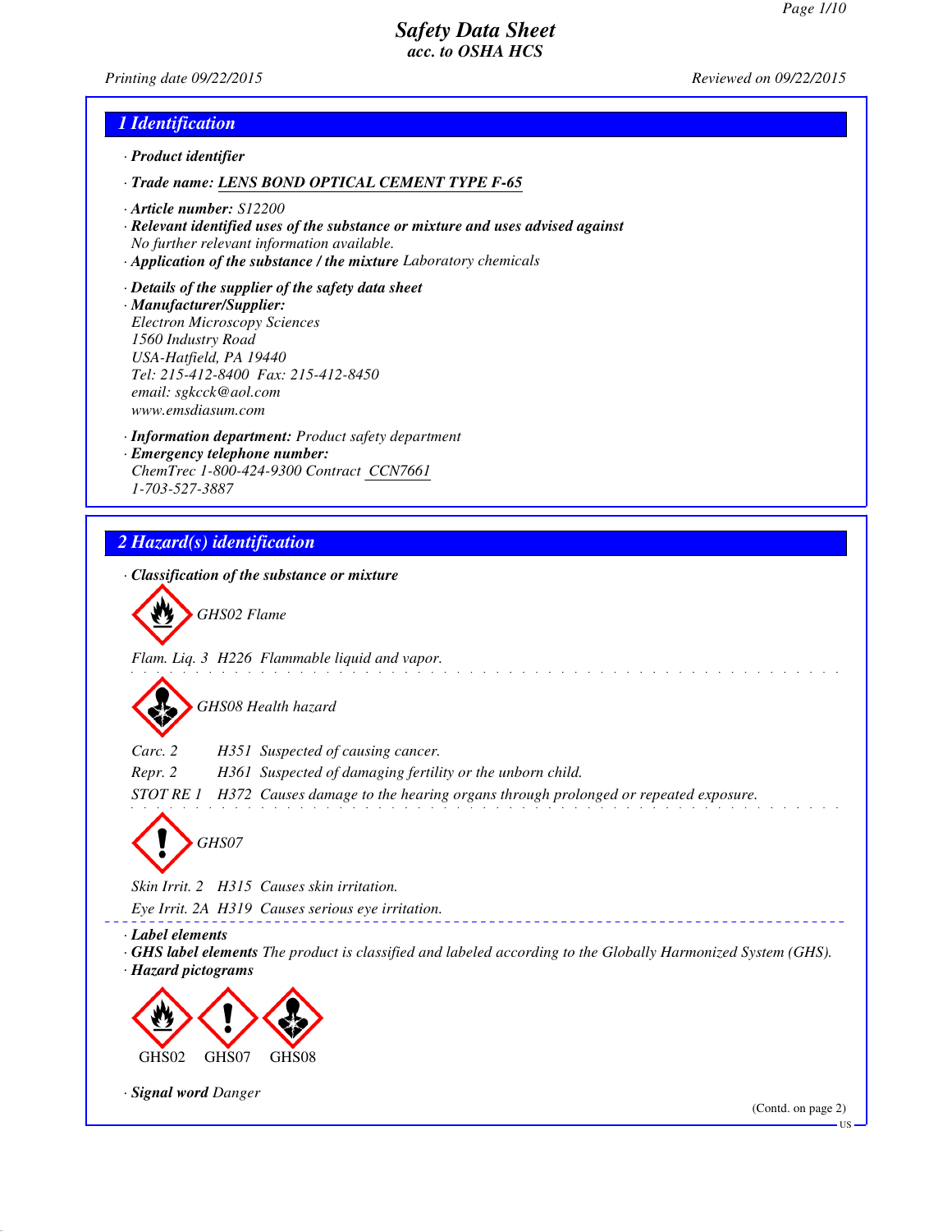# Safety Data Sheet
## acc. to OSHA HCS

Printing date 09/22/2015 Reviewed on 09/22/2015

## 1 Identification

· **Product identifier**

· **Trade name:** LENS BOND OPTICAL CEMENT TYPE F-65

· **Article number:** S12200

· **Relevant identified uses of the substance or mixture and uses advised against**
No further relevant information available.

· **Application of the substance / the mixture** Laboratory chemicals

· **Details of the supplier of the safety data sheet**

· **Manufacturer/Supplier:**
Electron Microscopy Sciences
1560 Industry Road
USA-Hatfield, PA 19440
Tel: 215-412-8400 Fax: 215-412-8450
email: sgkcck@aol.com
www.emsdiasum.com

· **Information department:** Product safety department

· **Emergency telephone number:**
ChemTrec 1-800-424-9300 Contract CCN7661
1-703-527-3887

## 2 Hazard(s) identification

· **Classification of the substance or mixture**

GHS02 Flame

Flam. Liq. 3 H226 Flammable liquid and vapor.

GHS08 Health hazard

Carc. 2 H351 Suspected of causing cancer.

Repr. 2 H361 Suspected of damaging fertility or the unborn child.

STOT RE 1 H372 Causes damage to the hearing organs through prolonged or repeated exposure.

GHS07

Skin Irrit. 2 H315 Causes skin irritation.

Eye Irrit. 2A H319 Causes serious eye irritation.

· **Label elements**

· **GHS label elements** The product is classified and labeled according to the Globally Harmonized System (GHS).

· **Hazard pictograms**

GHS02 GHS07 GHS08

· **Signal word** Danger

(Contd. on page 2)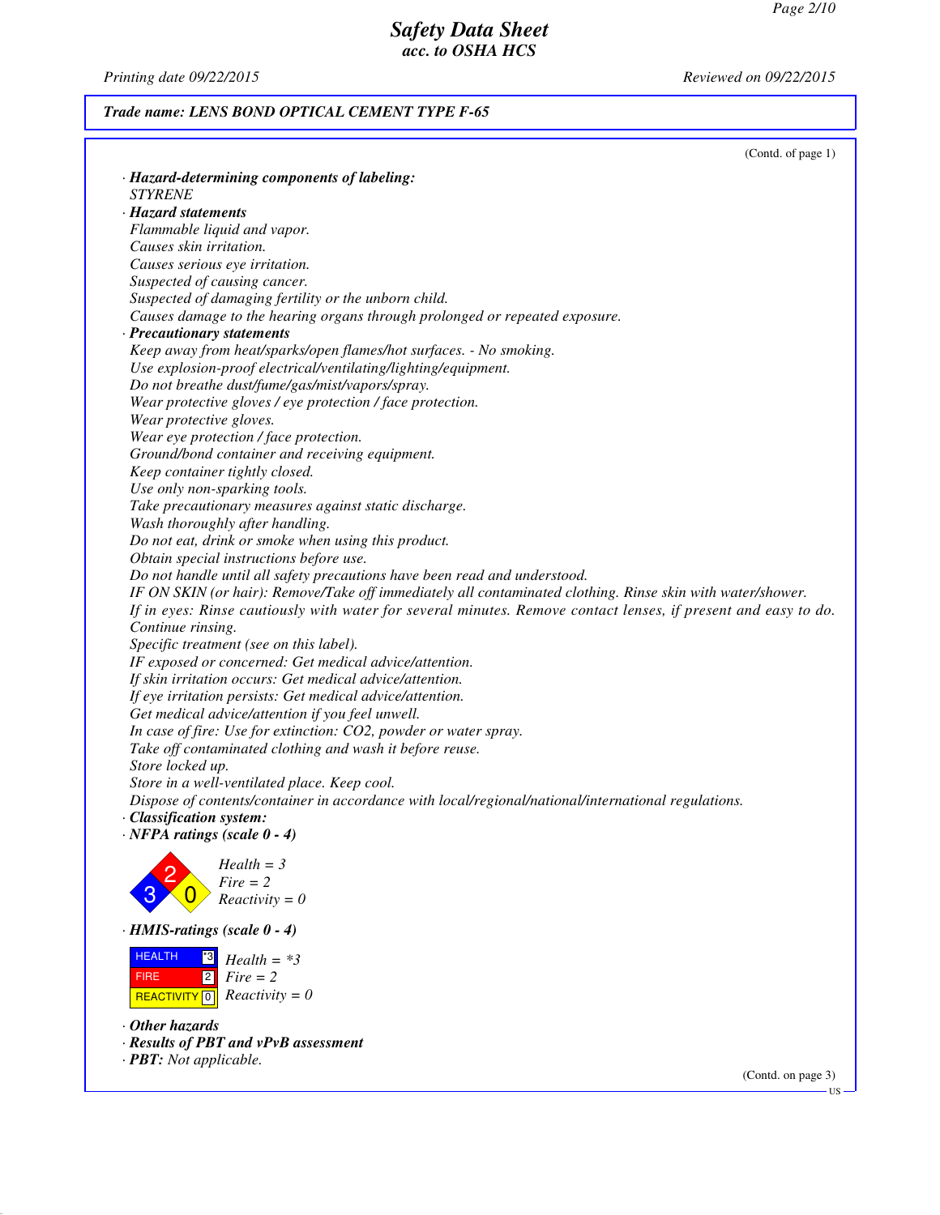**Trade name: LENS BOND OPTICAL CEMENT TYPE F-65**

(Contd. of page 1)

· **Hazard-determining components of labeling:**
STYRENE

· **Hazard statements**
Flammable liquid and vapor.
Causes skin irritation.
Causes serious eye irritation.
Suspected of causing cancer.
Suspected of damaging fertility or the unborn child.
Causes damage to the hearing organs through prolonged or repeated exposure.

· **Precautionary statements**
Keep away from heat/sparks/open flames/hot surfaces. - No smoking.
Use explosion-proof electrical/ventilating/lighting/equipment.
Do not breathe dust/fume/gas/mist/vapors/spray.
Wear protective gloves / eye protection / face protection.
Wear protective gloves.
Wear eye protection / face protection.
Ground/bond container and receiving equipment.
Keep container tightly closed.
Use only non-sparking tools.
Take precautionary measures against static discharge.
Wash thoroughly after handling.
Do not eat, drink or smoke when using this product.
Obtain special instructions before use.
Do not handle until all safety precautions have been read and understood.
IF ON SKIN (or hair): Remove/Take off immediately all contaminated clothing. Rinse skin with water/shower.
If in eyes: Rinse cautiously with water for several minutes. Remove contact lenses, if present and easy to do. Continue rinsing.
Specific treatment (see on this label).
IF exposed or concerned: Get medical advice/attention.
If skin irritation occurs: Get medical advice/attention.
If eye irritation persists: Get medical advice/attention.
Get medical advice/attention if you feel unwell.
In case of fire: Use for extinction: $CO_2$, powder or water spray.
Take off contaminated clothing and wash it before reuse.
Store locked up.
Store in a well-ventilated place. Keep cool.
Dispose of contents/container in accordance with local/regional/national/international regulations.

· **Classification system:**

· **NFPA ratings (scale 0 - 4)**

Health = 3
Fire = 2
Reactivity = 0

· **HMIS-ratings (scale 0 - 4)**

| | | |
|---|---|---|
| HEALTH | *3 | Health = *3 |
| FIRE | 2 | Fire = 2 |
| REACTIVITY | 0 | Reactivity = 0 |

· **Other hazards**

· **Results of PBT and vPvB assessment**

· **PBT:** Not applicable.

(Contd. on page 3)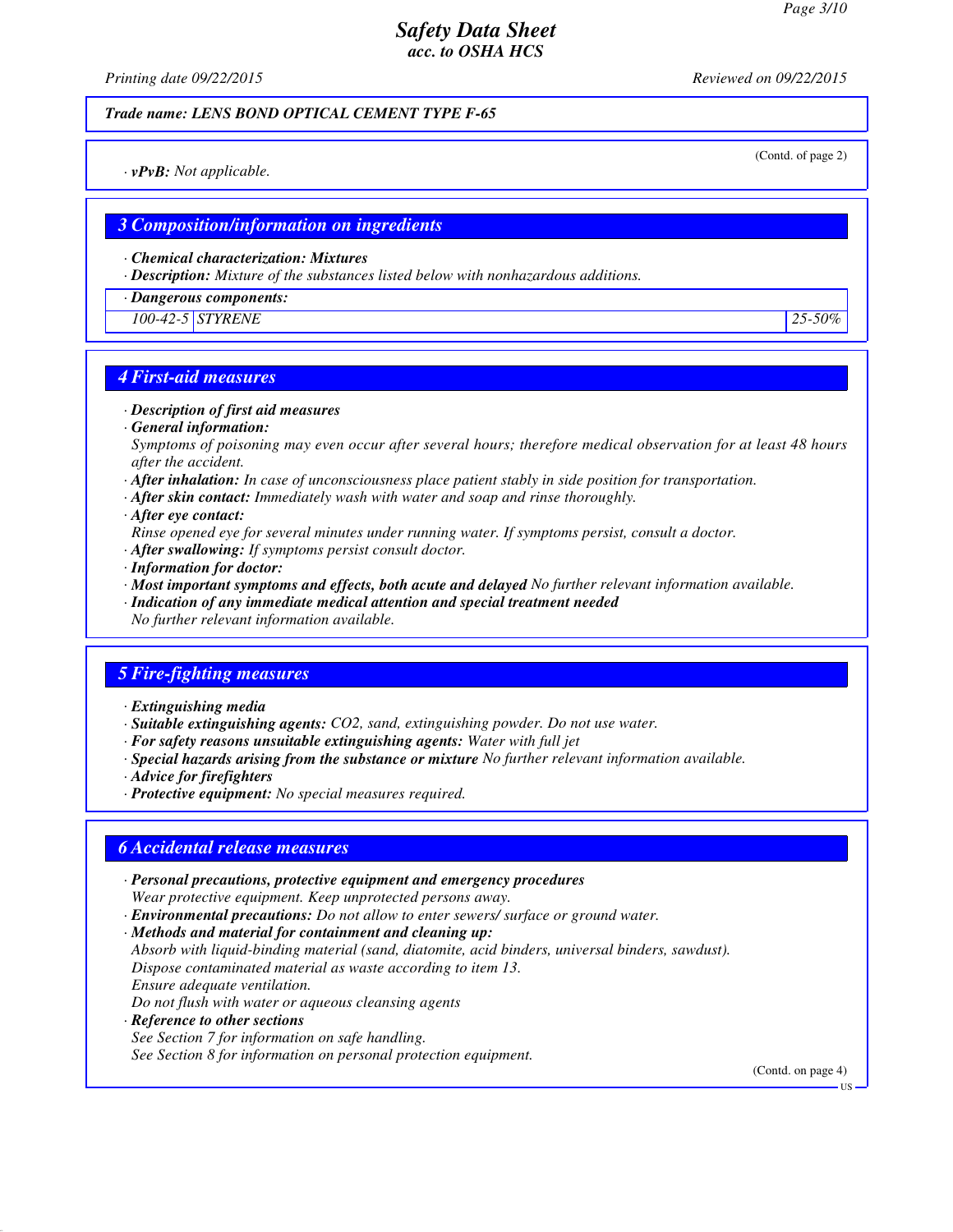**Trade name: LENS BOND OPTICAL CEMENT TYPE F-65**

(Contd. of page 2)

· ***vPvB:*** *Not applicable.*

## 3 Composition/information on ingredients

· ***Chemical characterization: Mixtures***
· ***Description:*** *Mixture of the substances listed below with nonhazardous additions.*

| · **Dangerous components:** | | |
|---|---|---|
| 100-42-5 | STYRENE | 25-50% |

## 4 First-aid measures

· ***Description of first aid measures***
· ***General information:***
*Symptoms of poisoning may even occur after several hours; therefore medical observation for at least 48 hours after the accident.*
· ***After inhalation:*** *In case of unconsciousness place patient stably in side position for transportation.*
· ***After skin contact:*** *Immediately wash with water and soap and rinse thoroughly.*
· ***After eye contact:***
*Rinse opened eye for several minutes under running water. If symptoms persist, consult a doctor.*
· ***After swallowing:*** *If symptoms persist consult doctor.*
· ***Information for doctor:***
· ***Most important symptoms and effects, both acute and delayed*** *No further relevant information available.*
· ***Indication of any immediate medical attention and special treatment needed***
*No further relevant information available.*

## 5 Fire-fighting measures

· ***Extinguishing media***
· ***Suitable extinguishing agents:*** *CO2, sand, extinguishing powder. Do not use water.*
· ***For safety reasons unsuitable extinguishing agents:*** *Water with full jet*
· ***Special hazards arising from the substance or mixture*** *No further relevant information available.*
· ***Advice for firefighters***
· ***Protective equipment:*** *No special measures required.*

## 6 Accidental release measures

· ***Personal precautions, protective equipment and emergency procedures***
*Wear protective equipment. Keep unprotected persons away.*
· ***Environmental precautions:*** *Do not allow to enter sewers/ surface or ground water.*
· ***Methods and material for containment and cleaning up:***
*Absorb with liquid-binding material (sand, diatomite, acid binders, universal binders, sawdust).*
*Dispose contaminated material as waste according to item 13.*
*Ensure adequate ventilation.*
*Do not flush with water or aqueous cleansing agents*
· ***Reference to other sections***
*See Section 7 for information on safe handling.*
*See Section 8 for information on personal protection equipment.*

(Contd. on page 4)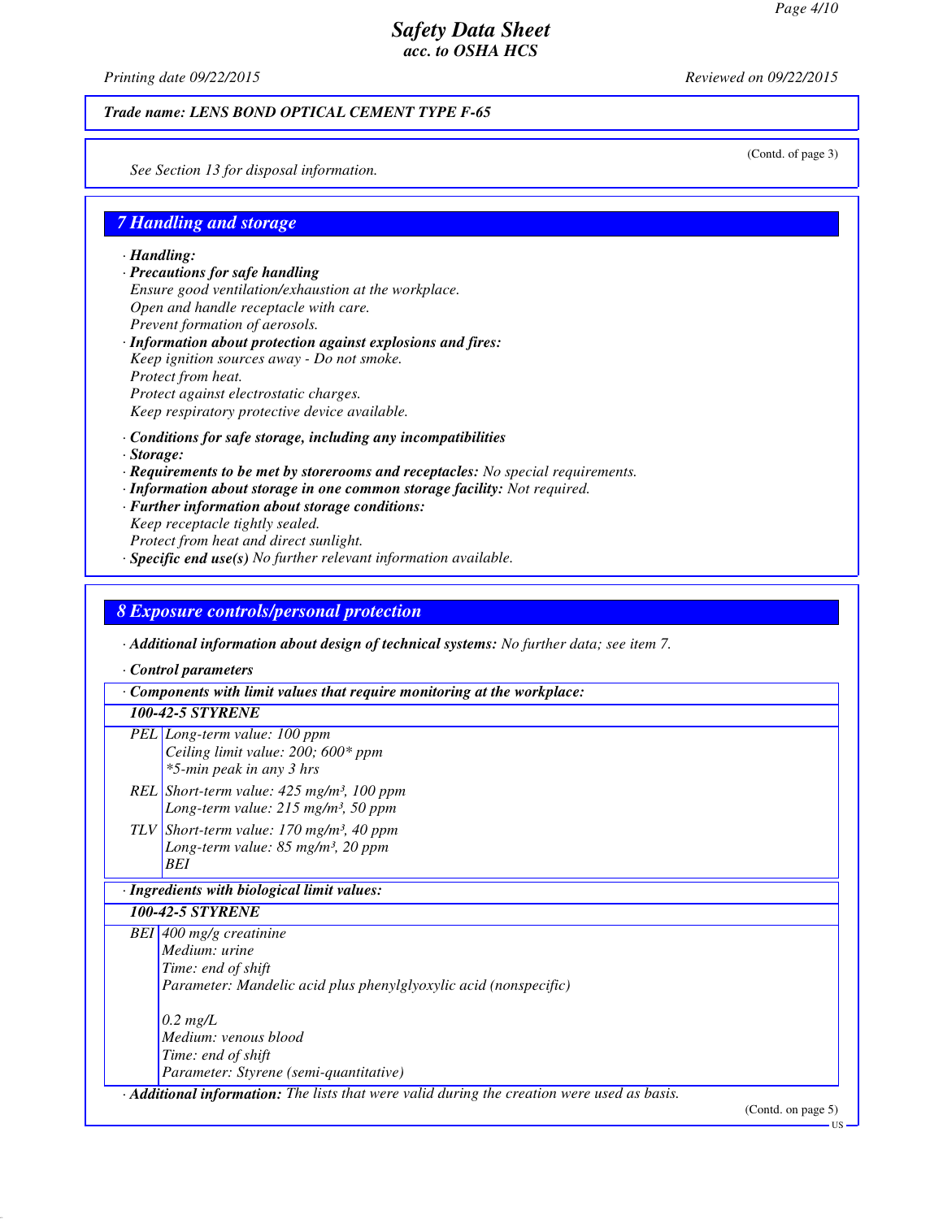Trade name: LENS BOND OPTICAL CEMENT TYPE F-65

(Contd. of page 3)

See Section 13 for disposal information.

## 7 Handling and storage

· **Handling:**
· **Precautions for safe handling**
Ensure good ventilation/exhaustion at the workplace.
Open and handle receptacle with care.
Prevent formation of aerosols.
· **Information about protection against explosions and fires:**
Keep ignition sources away - Do not smoke.
Protect from heat.
Protect against electrostatic charges.
Keep respiratory protective device available.

· **Conditions for safe storage, including any incompatibilities**
· **Storage:**
· **Requirements to be met by storerooms and receptacles:** No special requirements.
· **Information about storage in one common storage facility:** Not required.
· **Further information about storage conditions:**
Keep receptacle tightly sealed.
Protect from heat and direct sunlight.
· **Specific end use(s)** No further relevant information available.

## 8 Exposure controls/personal protection

· **Additional information about design of technical systems:** No further data; see item 7.

· **Control parameters**

| · Components with limit values that require monitoring at the workplace: | |
|---|---|
| **100-42-5 STYRENE** | |
| PEL | Long-term value: 100 ppm<br>Ceiling limit value: 200; 600* ppm<br>*5-min peak in any 3 hrs |
| REL | Short-term value: 425 mg/m³, 100 ppm<br>Long-term value: 215 mg/m³, 50 ppm |
| TLV | Short-term value: 170 mg/m³, 40 ppm<br>Long-term value: 85 mg/m³, 20 ppm<br>BEI |

| · Ingredients with biological limit values: | |
|---|---|
| **100-42-5 STYRENE** | |
| BEI | 400 mg/g creatinine<br>Medium: urine<br>Time: end of shift<br>Parameter: Mandelic acid plus phenylglyoxylic acid (nonspecific)<br><br>0.2 mg/L<br>Medium: venous blood<br>Time: end of shift<br>Parameter: Styrene (semi-quantitative) |

· **Additional information:** The lists that were valid during the creation were used as basis.

(Contd. on page 5)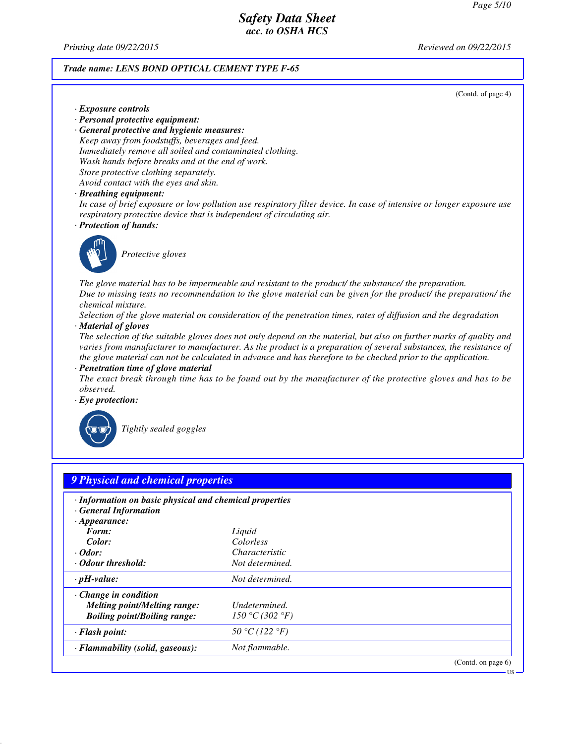*(Contd. of page 4)*

· **Exposure controls**
· **Personal protective equipment:**
· **General protective and hygienic measures:**
Keep away from foodstuffs, beverages and feed.
Immediately remove all soiled and contaminated clothing.
Wash hands before breaks and at the end of work.
Store protective clothing separately.
Avoid contact with the eyes and skin.
· **Breathing equipment:**
In case of brief exposure or low pollution use respiratory filter device. In case of intensive or longer exposure use respiratory protective device that is independent of circulating air.
· **Protection of hands:**

Protective gloves

The glove material has to be impermeable and resistant to the product/ the substance/ the preparation.
Due to missing tests no recommendation to the glove material can be given for the product/ the preparation/ the chemical mixture.
Selection of the glove material on consideration of the penetration times, rates of diffusion and the degradation
· **Material of gloves**
The selection of the suitable gloves does not only depend on the material, but also on further marks of quality and varies from manufacturer to manufacturer. As the product is a preparation of several substances, the resistance of the glove material can not be calculated in advance and has therefore to be checked prior to the application.
· **Penetration time of glove material**
The exact break through time has to be found out by the manufacturer of the protective gloves and has to be observed.
· **Eye protection:**

Tightly sealed goggles

## 9 Physical and chemical properties

· **Information on basic physical and chemical properties**
· **General Information**
· **Appearance:**

| | |
|---|---|
| **Form:** | Liquid |
| **Color:** | Colorless |
| · **Odor:** | Characteristic |
| · **Odour threshold:** | Not determined. |
| · **pH-value:** | Not determined. |
| · **Change in condition** | |
| **Melting point/Melting range:** | Undetermined. |
| **Boiling point/Boiling range:** | 150 °C (302 °F) |
| · **Flash point:** | 50 °C (122 °F) |
| · **Flammability (solid, gaseous):** | Not flammable. |

*(Contd. on page 6)*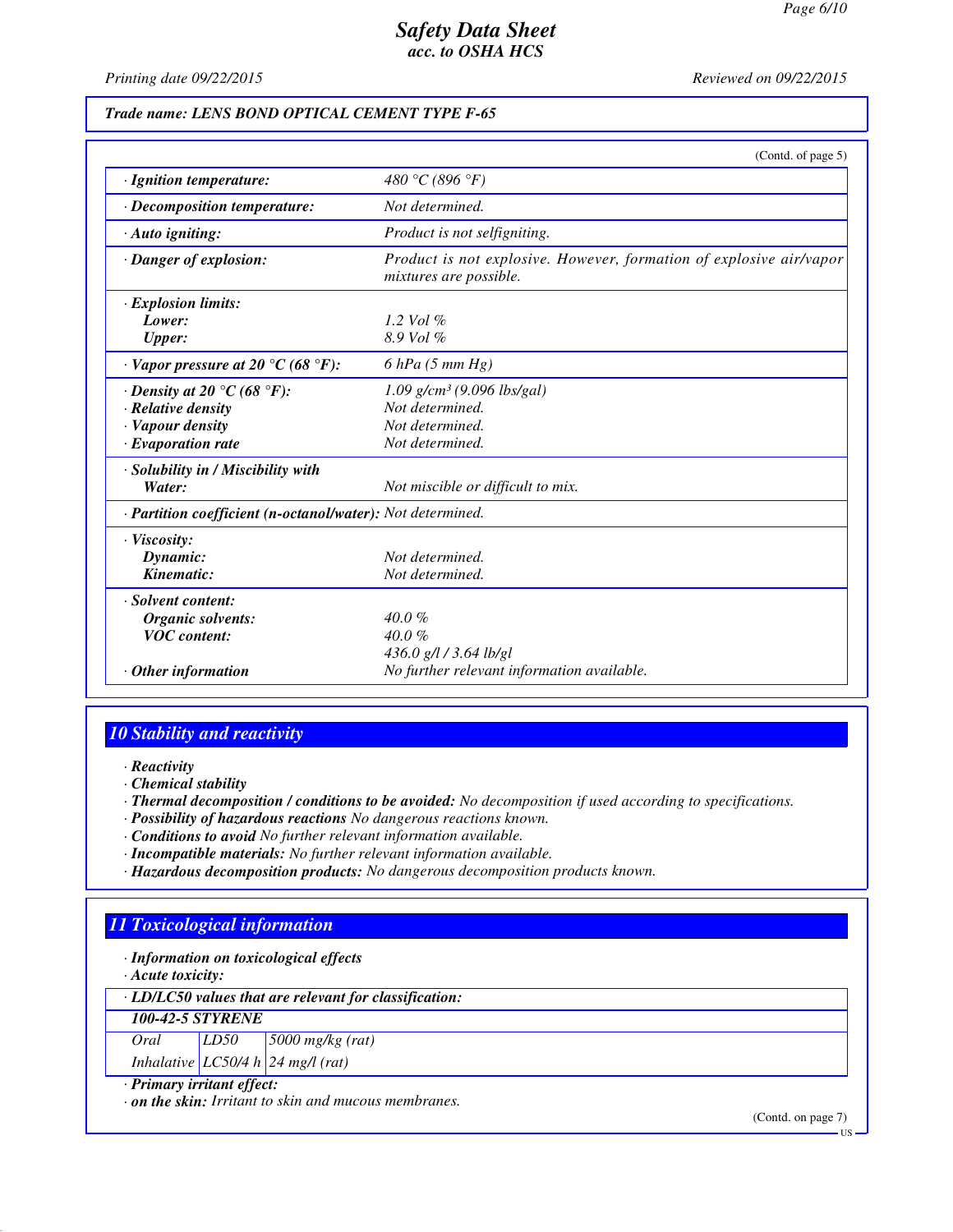**Trade name: LENS BOND OPTICAL CEMENT TYPE F-65**

(Contd. of page 5)

| | |
|---|---|
| · **Ignition temperature:** | 480 °C (896 °F) |
| · **Decomposition temperature:** | Not determined. |
| · **Auto igniting:** | Product is not selfigniting. |
| · **Danger of explosion:** | Product is not explosive. However, formation of explosive air/vapor mixtures are possible. |
| · **Explosion limits:** | |
| **Lower:** | 1.2 Vol % |
| **Upper:** | 8.9 Vol % |
| · **Vapor pressure at 20 °C (68 °F):** | 6 hPa (5 mm Hg) |
| · **Density at 20 °C (68 °F):** | 1.09 g/cm³ (9.096 lbs/gal) |
| · **Relative density** | Not determined. |
| · **Vapour density** | Not determined. |
| · **Evaporation rate** | Not determined. |
| · **Solubility in / Miscibility with Water:** | Not miscible or difficult to mix. |
| · **Partition coefficient (n-octanol/water):** | Not determined. |
| · **Viscosity:** | |
| **Dynamic:** | Not determined. |
| **Kinematic:** | Not determined. |
| · **Solvent content:** | |
| **Organic solvents:** | 40.0 % |
| **VOC content:** | 40.0 % |
| | 436.0 g/l / 3.64 lb/gl |
| · **Other information** | No further relevant information available. |

## 10 Stability and reactivity

· **Reactivity**
· **Chemical stability**
· **Thermal decomposition / conditions to be avoided:** No decomposition if used according to specifications.
· **Possibility of hazardous reactions** No dangerous reactions known.
· **Conditions to avoid** No further relevant information available.
· **Incompatible materials:** No further relevant information available.
· **Hazardous decomposition products:** No dangerous decomposition products known.

## 11 Toxicological information

· **Information on toxicological effects**
· **Acute toxicity:**

| · **LD/LC50 values that are relevant for classification:** | | |
|---|---|---|
| **100-42-5 STYRENE** | | |
| Oral | LD50 | 5000 mg/kg (rat) |
| Inhalative | LC50/4 h | 24 mg/l (rat) |

· **Primary irritant effect:**
· **on the skin:** Irritant to skin and mucous membranes.

(Contd. on page 7)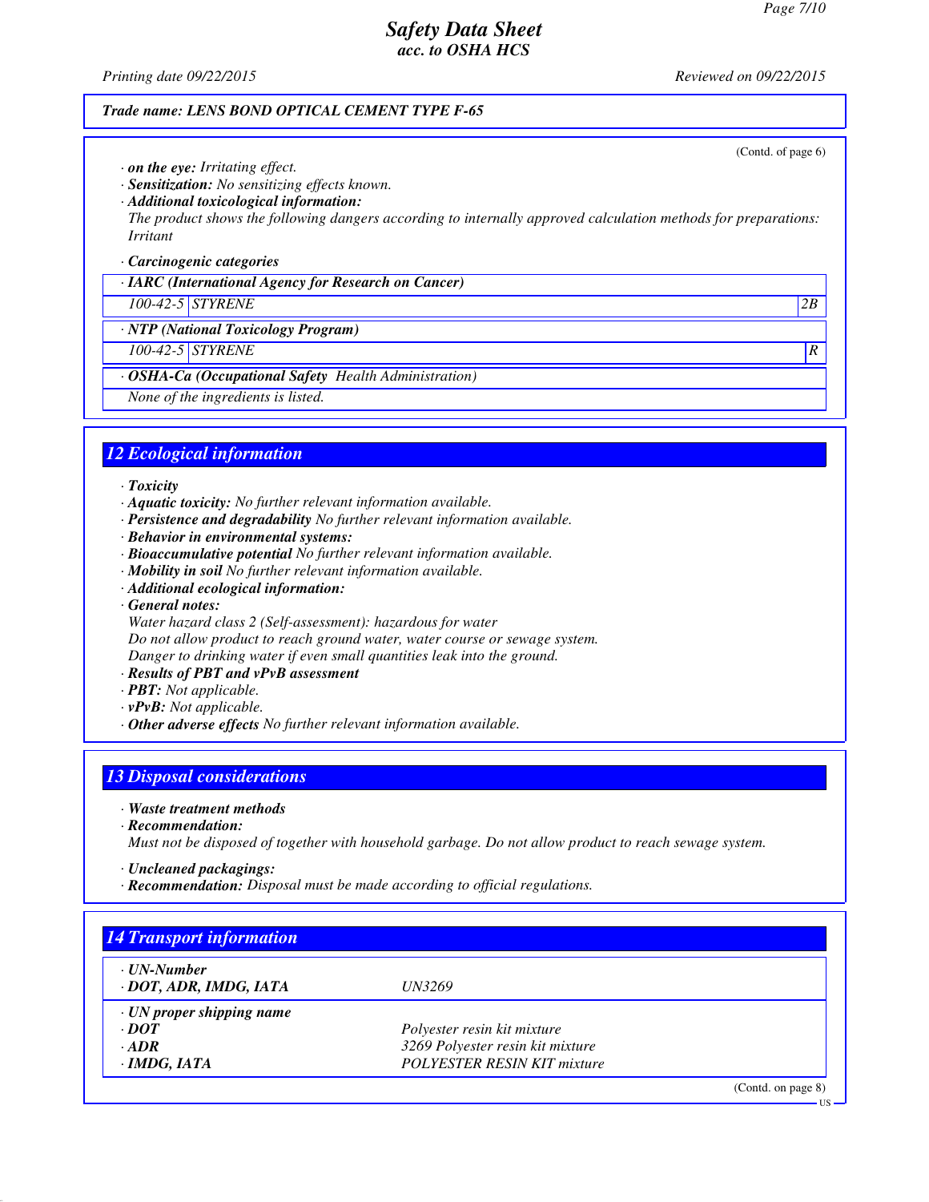**Trade name: LENS BOND OPTICAL CEMENT TYPE F-65**

(Contd. of page 6)

· **on the eye:** Irritating effect.
· **Sensitization:** No sensitizing effects known.
· **Additional toxicological information:**
The product shows the following dangers according to internally approved calculation methods for preparations:
Irritant

· **Carcinogenic categories**

| · IARC (International Agency for Research on Cancer) | | |
|---|---|---|
| 100-42-5 | STYRENE | 2B |

| · NTP (National Toxicology Program) | | |
|---|---|---|
| 100-42-5 | STYRENE | R |

| · OSHA-Ca (Occupational Safety Health Administration) |
|---|
| None of the ingredients is listed. |

## 12 Ecological information

· **Toxicity**
· **Aquatic toxicity:** No further relevant information available.
· **Persistence and degradability** No further relevant information available.
· **Behavior in environmental systems:**
· **Bioaccumulative potential** No further relevant information available.
· **Mobility in soil** No further relevant information available.
· **Additional ecological information:**
· **General notes:**
Water hazard class 2 (Self-assessment): hazardous for water
Do not allow product to reach ground water, water course or sewage system.
Danger to drinking water if even small quantities leak into the ground.
· **Results of PBT and vPvB assessment**
· **PBT:** Not applicable.
· **vPvB:** Not applicable.
· **Other adverse effects** No further relevant information available.

## 13 Disposal considerations

· **Waste treatment methods**
· **Recommendation:**
Must not be disposed of together with household garbage. Do not allow product to reach sewage system.

· **Uncleaned packagings:**
· **Recommendation:** Disposal must be made according to official regulations.

## 14 Transport information

| · UN-Number | |
|---|---|
| · DOT, ADR, IMDG, IATA | UN3269 |
| · UN proper shipping name | |
| · DOT | Polyester resin kit mixture |
| · ADR | 3269 Polyester resin kit mixture |
| · IMDG, IATA | POLYESTER RESIN KIT mixture |

(Contd. on page 8)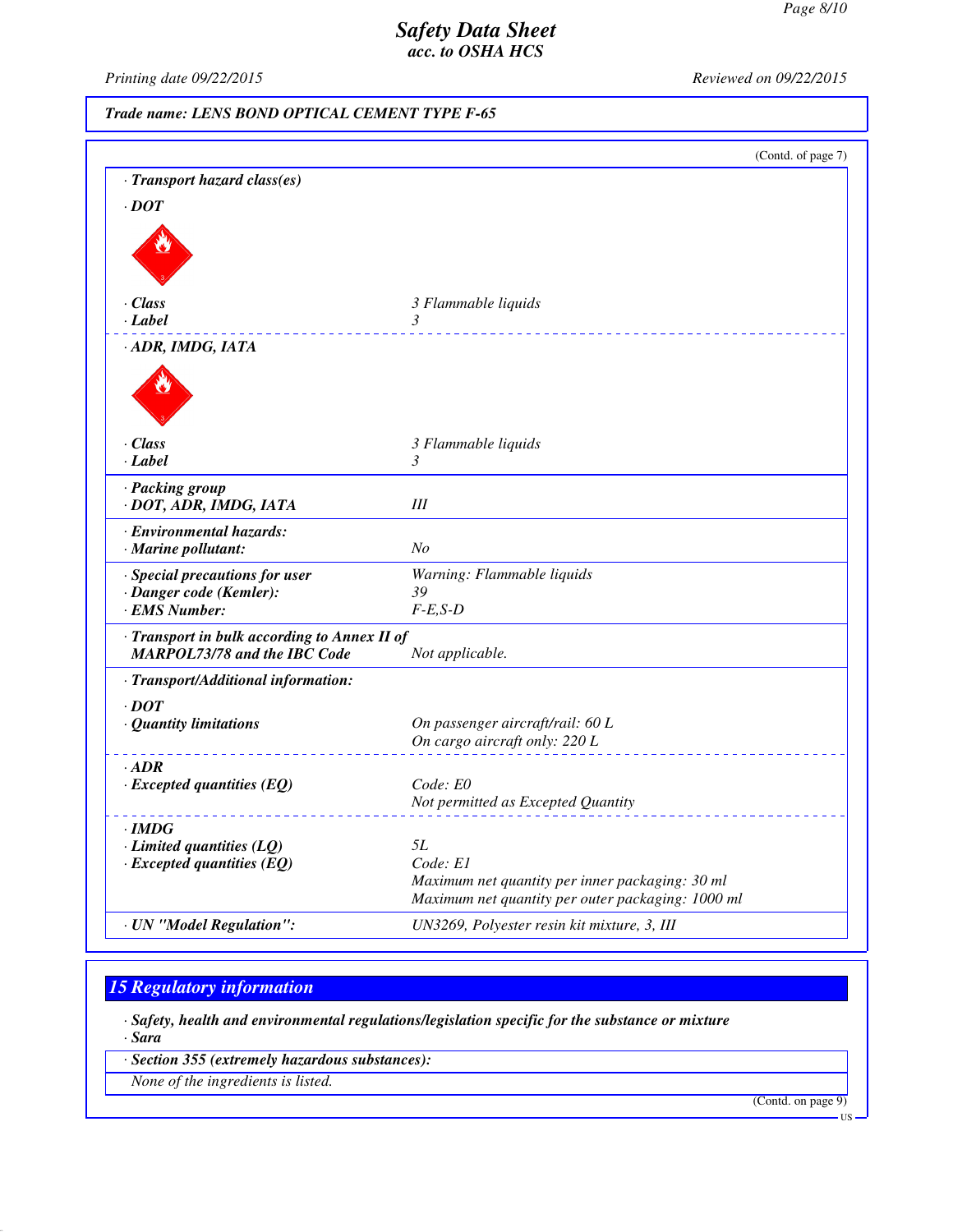**Trade name: LENS BOND OPTICAL CEMENT TYPE F-65**

(Contd. of page 7)

· **Transport hazard class(es)**

· **DOT**

| | |
|---|---|
| · **Class** | 3 Flammable liquids |
| · **Label** | 3 |

· **ADR, IMDG, IATA**

| | |
|---|---|
| · **Class** | 3 Flammable liquids |
| · **Label** | 3 |

| | |
|---|---|
| · **Packing group** | |
| · **DOT, ADR, IMDG, IATA** | III |
| · **Environmental hazards:** | |
| · **Marine pollutant:** | No |
| · **Special precautions for user** | Warning: Flammable liquids |
| · **Danger code (Kemler):** | 39 |
| · **EMS Number:** | F-E,S-D |
| · **Transport in bulk according to Annex II of MARPOL73/78 and the IBC Code** | Not applicable. |
| · **Transport/Additional information:** | |
| · **DOT** | |
| · **Quantity limitations** | On passenger aircraft/rail: 60 L<br>On cargo aircraft only: 220 L |
| · **ADR** | |
| · **Excepted quantities (EQ)** | Code: E0<br>Not permitted as Excepted Quantity |
| · **IMDG** | |
| · **Limited quantities (LQ)** | 5L |
| · **Excepted quantities (EQ)** | Code: E1<br>Maximum net quantity per inner packaging: 30 ml<br>Maximum net quantity per outer packaging: 1000 ml |
| · **UN "Model Regulation":** | UN3269, Polyester resin kit mixture, 3, III |

## 15 Regulatory information

· **Safety, health and environmental regulations/legislation specific for the substance or mixture**

· **Sara**

· **Section 355 (extremely hazardous substances):**

None of the ingredients is listed.

(Contd. on page 9)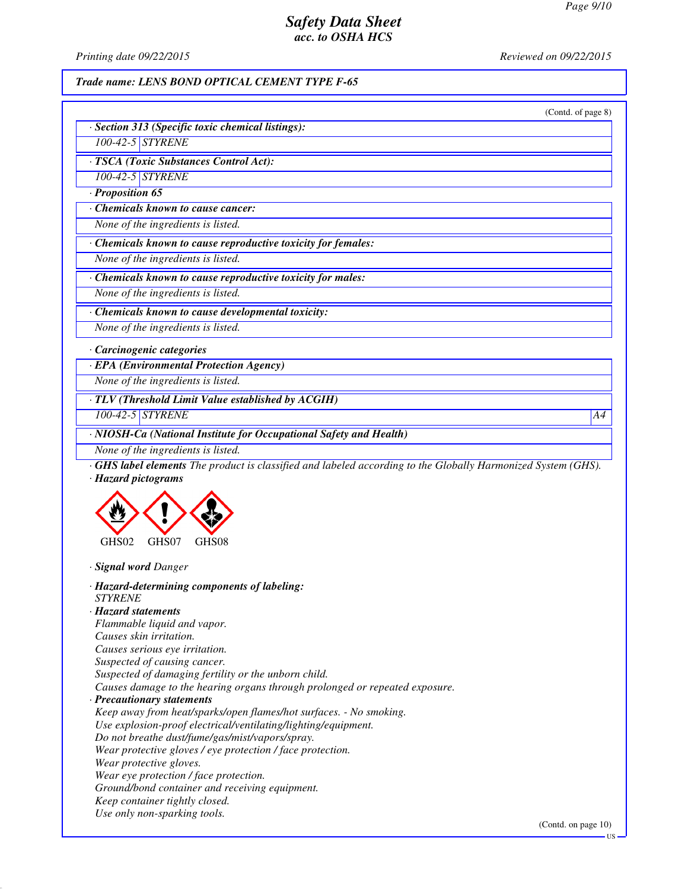# Safety Data Sheet
## acc. to OSHA HCS

Printing date 09/22/2015 | Reviewed on 09/22/2015

**Trade name: LENS BOND OPTICAL CEMENT TYPE F-65**

(Contd. of page 8)

· **Section 313 (Specific toxic chemical listings):**

| | |
|---|---|
| 100-42-5 | STYRENE |

· **TSCA (Toxic Substances Control Act):**

| | |
|---|---|
| 100-42-5 | STYRENE |

· **Proposition 65**

· **Chemicals known to cause cancer:**

None of the ingredients is listed.

· **Chemicals known to cause reproductive toxicity for females:**

None of the ingredients is listed.

· **Chemicals known to cause reproductive toxicity for males:**

None of the ingredients is listed.

· **Chemicals known to cause developmental toxicity:**

None of the ingredients is listed.

· **Carcinogenic categories**

· **EPA (Environmental Protection Agency)**

None of the ingredients is listed.

· **TLV (Threshold Limit Value established by ACGIH)**

| | | |
|---|---|---|
| 100-42-5 | STYRENE | A4 |

· **NIOSH-Ca (National Institute for Occupational Safety and Health)**

None of the ingredients is listed.

· **GHS label elements** The product is classified and labeled according to the Globally Harmonized System (GHS).

· **Hazard pictograms**

GHS02 GHS07 GHS08

· **Signal word** Danger

· **Hazard-determining components of labeling:**
STYRENE

· **Hazard statements**
Flammable liquid and vapor.
Causes skin irritation.
Causes serious eye irritation.
Suspected of causing cancer.
Suspected of damaging fertility or the unborn child.
Causes damage to the hearing organs through prolonged or repeated exposure.

· **Precautionary statements**
Keep away from heat/sparks/open flames/hot surfaces. - No smoking.
Use explosion-proof electrical/ventilating/lighting/equipment.
Do not breathe dust/fume/gas/mist/vapors/spray.
Wear protective gloves / eye protection / face protection.
Wear protective gloves.
Wear eye protection / face protection.
Ground/bond container and receiving equipment.
Keep container tightly closed.
Use only non-sparking tools.

(Contd. on page 10)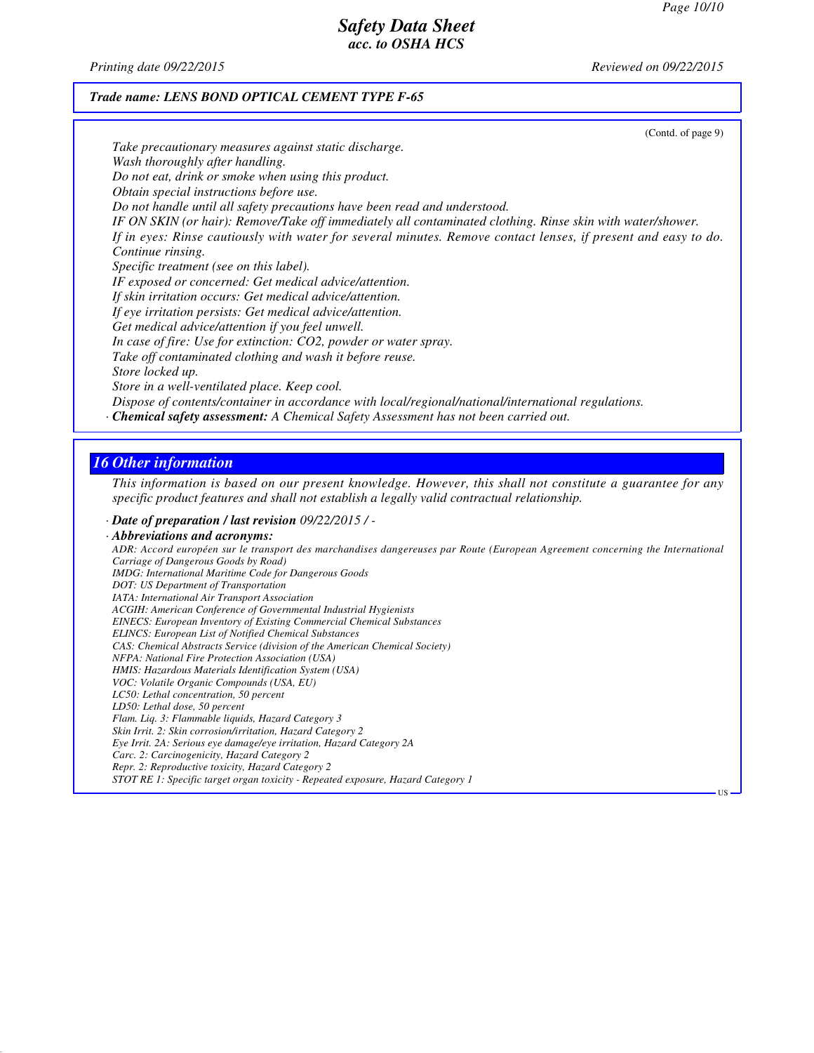*Trade name: LENS BOND OPTICAL CEMENT TYPE F-65*

(Contd. of page 9)

*Take precautionary measures against static discharge.*
*Wash thoroughly after handling.*
*Do not eat, drink or smoke when using this product.*
*Obtain special instructions before use.*
*Do not handle until all safety precautions have been read and understood.*
*IF ON SKIN (or hair): Remove/Take off immediately all contaminated clothing. Rinse skin with water/shower.*
*If in eyes: Rinse cautiously with water for several minutes. Remove contact lenses, if present and easy to do. Continue rinsing.*
*Specific treatment (see on this label).*
*IF exposed or concerned: Get medical advice/attention.*
*If skin irritation occurs: Get medical advice/attention.*
*If eye irritation persists: Get medical advice/attention.*
*Get medical advice/attention if you feel unwell.*
*In case of fire: Use for extinction: CO2, powder or water spray.*
*Take off contaminated clothing and wash it before reuse.*
*Store locked up.*
*Store in a well-ventilated place. Keep cool.*
*Dispose of contents/container in accordance with local/regional/national/international regulations.*

· ***Chemical safety assessment:*** *A Chemical Safety Assessment has not been carried out.*

## *16 Other information*

*This information is based on our present knowledge. However, this shall not constitute a guarantee for any specific product features and shall not establish a legally valid contractual relationship.*

· ***Date of preparation / last revision*** *09/22/2015 / -*

· ***Abbreviations and acronyms:***

*ADR: Accord européen sur le transport des marchandises dangereuses par Route (European Agreement concerning the International Carriage of Dangerous Goods by Road)*
*IMDG: International Maritime Code for Dangerous Goods*
*DOT: US Department of Transportation*
*IATA: International Air Transport Association*
*ACGIH: American Conference of Governmental Industrial Hygienists*
*EINECS: European Inventory of Existing Commercial Chemical Substances*
*ELINCS: European List of Notified Chemical Substances*
*CAS: Chemical Abstracts Service (division of the American Chemical Society)*
*NFPA: National Fire Protection Association (USA)*
*HMIS: Hazardous Materials Identification System (USA)*
*VOC: Volatile Organic Compounds (USA, EU)*
*LC50: Lethal concentration, 50 percent*
*LD50: Lethal dose, 50 percent*
*Flam. Liq. 3: Flammable liquids, Hazard Category 3*
*Skin Irrit. 2: Skin corrosion/irritation, Hazard Category 2*
*Eye Irrit. 2A: Serious eye damage/eye irritation, Hazard Category 2A*
*Carc. 2: Carcinogenicity, Hazard Category 2*
*Repr. 2: Reproductive toxicity, Hazard Category 2*
*STOT RE 1: Specific target organ toxicity - Repeated exposure, Hazard Category 1*